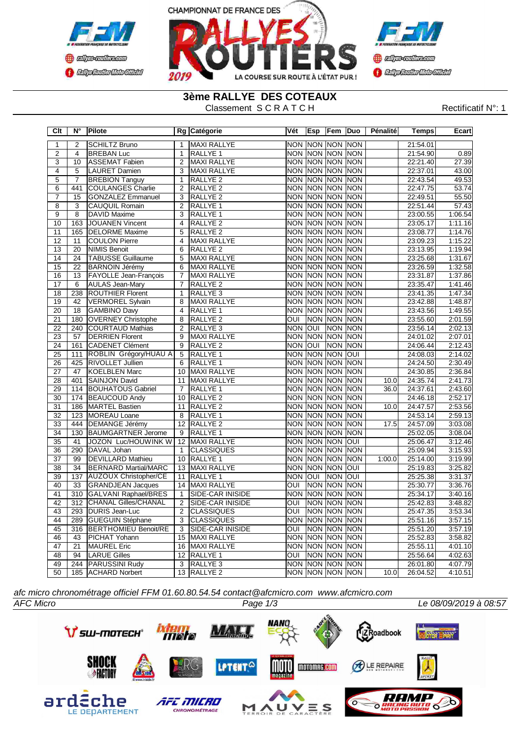# 3ème RALLYE DES COTEAUX

Classement S C R A T C H

Rectificatif N°: 1

| Clt | N° | Pilote | Rg | Catégorie | Vét | Esp | Fem | Duo | Pénalité | Temps | Ecart |
|---|---|---|---|---|---|---|---|---|---|---|---|
| 1 | 2 | SCHILTZ Bruno | 1 | MAXI RALLYE | NON | NON | NON | NON | | 21:54.01 | |
| 2 | 4 | BREBAN Luc | 1 | RALLYE 1 | NON | NON | NON | NON | | 21:54.90 | 0.89 |
| 3 | 10 | ASSEMAT Fabien | 2 | MAXI RALLYE | NON | NON | NON | NON | | 22:21.40 | 27.39 |
| 4 | 5 | LAURET Damien | 3 | MAXI RALLYE | NON | NON | NON | NON | | 22:37.01 | 43.00 |
| 5 | 7 | BREBION Tanguy | 1 | RALLYE 2 | NON | NON | NON | NON | | 22:43.54 | 49.53 |
| 6 | 441 | COULANGES Charlie | 2 | RALLYE 2 | NON | NON | NON | NON | | 22:47.75 | 53.74 |
| 7 | 15 | GONZALEZ Emmanuel | 3 | RALLYE 2 | NON | NON | NON | NON | | 22:49.51 | 55.50 |
| 8 | 3 | CAUQUIL Romain | 2 | RALLYE 1 | NON | NON | NON | NON | | 22:51.44 | 57.43 |
| 9 | 8 | DAVID Maxime | 3 | RALLYE 1 | NON | NON | NON | NON | | 23:00.55 | 1:06.54 |
| 10 | 163 | JOUANEN Vincent | 4 | RALLYE 2 | NON | NON | NON | NON | | 23:05.17 | 1:11.16 |
| 11 | 165 | DELORME Maxime | 5 | RALLYE 2 | NON | NON | NON | NON | | 23:08.77 | 1:14.76 |
| 12 | 11 | COULON Pierre | 4 | MAXI RALLYE | NON | NON | NON | NON | | 23:09.23 | 1:15.22 |
| 13 | 20 | NIMIS Benoit | 6 | RALLYE 2 | NON | NON | NON | NON | | 23:13.95 | 1:19.94 |
| 14 | 24 | TABUSSE Guillaume | 5 | MAXI RALLYE | NON | NON | NON | NON | | 23:25.68 | 1:31.67 |
| 15 | 22 | BARNOIN Jérémy | 6 | MAXI RALLYE | NON | NON | NON | NON | | 23:26.59 | 1:32.58 |
| 16 | 13 | FAYOLLE Jean-François | 7 | MAXI RALLYE | NON | NON | NON | NON | | 23:31.87 | 1:37.86 |
| 17 | 6 | AULAS Jean-Mary | 7 | RALLYE 2 | NON | NON | NON | NON | | 23:35.47 | 1:41.46 |
| 18 | 238 | ROUTHIER Florent | 1 | RALLYE 3 | NON | NON | NON | NON | | 23:41.35 | 1:47.34 |
| 19 | 42 | VERMOREL Sylvain | 8 | MAXI RALLYE | NON | NON | NON | NON | | 23:42.88 | 1:48.87 |
| 20 | 18 | GAMBINO Davy | 4 | RALLYE 1 | NON | NON | NON | NON | | 23:43.56 | 1:49.55 |
| 21 | 180 | OVERNEY Christophe | 8 | RALLYE 2 | OUI | NON | NON | NON | | 23:55.60 | 2:01.59 |
| 22 | 240 | COURTAUD Mathias | 2 | RALLYE 3 | NON | OUI | NON | NON | | 23:56.14 | 2:02.13 |
| 23 | 57 | DERRIEN Florent | 9 | MAXI RALLYE | NON | NON | NON | NON | | 24:01.02 | 2:07.01 |
| 24 | 161 | CADENET Clément | 9 | RALLYE 2 | NON | OUI | NON | NON | | 24:06.44 | 2:12.43 |
| 25 | 111 | ROBLIN Grégory/HUAU A | 5 | RALLYE 1 | NON | NON | NON | OUI | | 24:08.03 | 2:14.02 |
| 26 | 425 | RIVOLLET Jullien | 6 | RALLYE 1 | NON | NON | NON | NON | | 24:24.50 | 2:30.49 |
| 27 | 47 | KOELBLEN Marc | 10 | MAXI RALLYE | NON | NON | NON | NON | | 24:30.85 | 2:36.84 |
| 28 | 401 | SAINJON David | 11 | MAXI RALLYE | NON | NON | NON | NON | 10.0 | 24:35.74 | 2:41.73 |
| 29 | 114 | BOUHATOUS Gabriel | 7 | RALLYE 1 | NON | NON | NON | NON | 36.0 | 24:37.61 | 2:43.60 |
| 30 | 174 | BEAUCOUD Andy | 10 | RALLYE 2 | NON | NON | NON | NON | | 24:46.18 | 2:52.17 |
| 31 | 186 | MARTEL Bastien | 11 | RALLYE 2 | NON | NON | NON | NON | 10.0 | 24:47.57 | 2:53.56 |
| 32 | 123 | MOREAU Loane | 8 | RALLYE 1 | NON | NON | NON | NON | | 24:53.14 | 2:59.13 |
| 33 | 444 | DEMANGE Jérémy | 12 | RALLYE 2 | NON | NON | NON | NON | 17.5 | 24:57.09 | 3:03.08 |
| 34 | 130 | BAUMGARTNER Jerome | 9 | RALLYE 1 | NON | NON | NON | NON | | 25:02.05 | 3:08.04 |
| 35 | 41 | JOZON Luc/HOUWINK W | 12 | MAXI RALLYE | NON | NON | NON | OUI | | 25:06.47 | 3:12.46 |
| 36 | 290 | DAVAL Johan | 1 | CLASSIQUES | NON | NON | NON | NON | | 25:09.94 | 3:15.93 |
| 37 | 99 | DEVILLARD Mathieu | 10 | RALLYE 1 | NON | NON | NON | NON | 1:00.0 | 25:14.00 | 3:19.99 |
| 38 | 34 | BERNARD Martial/MARC | 13 | MAXI RALLYE | NON | NON | NON | OUI | | 25:19.83 | 3:25.82 |
| 39 | 137 | AUZOUX Christopher/CE | 11 | RALLYE 1 | NON | OUI | NON | OUI | | 25:25.38 | 3:31.37 |
| 40 | 33 | GRANDJEAN Jacques | 14 | MAXI RALLYE | OUI | NON | NON | NON | | 25:30.77 | 3:36.76 |
| 41 | 310 | GALVANI Raphael/BRES | 1 | SIDE-CAR INISIDE | NON | NON | NON | NON | | 25:34.17 | 3:40.16 |
| 42 | 312 | CHANAL Gilles/CHANAL | 2 | SIDE-CAR INISIDE | OUI | NON | NON | NON | | 25:42.83 | 3:48.82 |
| 43 | 293 | DURIS Jean-Luc | 2 | CLASSIQUES | OUI | NON | NON | NON | | 25:47.35 | 3:53.34 |
| 44 | 289 | GUEGUIN Stéphane | 3 | CLASSIQUES | NON | NON | NON | NON | | 25:51.16 | 3:57.15 |
| 45 | 316 | BERTHOMIEU Benoit/RE | 3 | SIDE-CAR INISIDE | OUI | NON | NON | NON | | 25:51.20 | 3:57.19 |
| 46 | 43 | PICHAT Yohann | 15 | MAXI RALLYE | NON | NON | NON | NON | | 25:52.83 | 3:58.82 |
| 47 | 21 | MAUREL Eric | 16 | MAXI RALLYE | NON | NON | NON | NON | | 25:55.11 | 4:01.10 |
| 48 | 94 | LARUE Gilles | 12 | RALLYE 1 | OUI | NON | NON | NON | | 25:56.64 | 4:02.63 |
| 49 | 244 | PARUSSINI Rudy | 3 | RALLYE 3 | NON | NON | NON | NON | | 26:01.80 | 4:07.79 |
| 50 | 185 | ACHARD Norbert | 13 | RALLYE 2 | NON | NON | NON | NON | 10.0 | 26:04.52 | 4:10.51 |

*afc micro chronométrage officiel FFM 01.60.80.54.54 contact@afcmicro.com www.afcmicro.com*

*AFC Micro* | Page 1/3 | *Le 08/09/2019 à 08:57*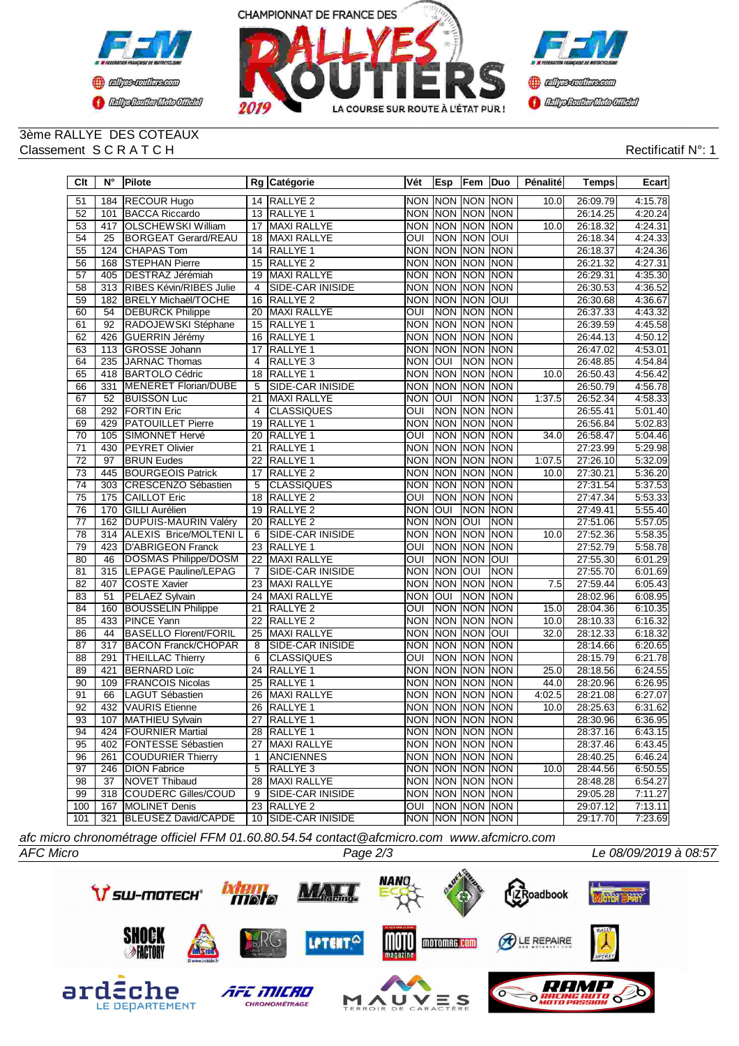3ème RALLYE DES COTEAUX
Classement S C R A T C H

Rectificatif N°: 1

| Clt | N° | Pilote | Rg | Catégorie | Vét | Esp | Fem | Duo | Pénalité | Temps | Ecart |
|---|---|---|---|---|---|---|---|---|---|---|---|
| 51 | 184 | RECOUR Hugo | 14 | RALLYE 2 | NON | NON | NON | NON | 10.0 | 26:09.79 | 4:15.78 |
| 52 | 101 | BACCA Riccardo | 13 | RALLYE 1 | NON | NON | NON | NON | | 26:14.25 | 4:20.24 |
| 53 | 417 | OLSCHEWSKI William | 17 | MAXI RALLYE | NON | NON | NON | NON | 10.0 | 26:18.32 | 4:24.31 |
| 54 | 25 | BORGEAT Gerard/REAU | 18 | MAXI RALLYE | OUI | NON | NON | OUI | | 26:18.34 | 4:24.33 |
| 55 | 124 | CHAPAS Tom | 14 | RALLYE 1 | NON | NON | NON | NON | | 26:18.37 | 4:24.36 |
| 56 | 168 | STEPHAN Pierre | 15 | RALLYE 2 | NON | NON | NON | NON | | 26:21.32 | 4:27.31 |
| 57 | 405 | DESTRAZ Jérémiah | 19 | MAXI RALLYE | NON | NON | NON | NON | | 26:29.31 | 4:35.30 |
| 58 | 313 | RIBES Kévin/RIBES Julie | 4 | SIDE-CAR INISIDE | NON | NON | NON | NON | | 26:30.53 | 4:36.52 |
| 59 | 182 | BRELY Michaël/TOCHE | 16 | RALLYE 2 | NON | NON | NON | OUI | | 26:30.68 | 4:36.67 |
| 60 | 54 | DEBURCK Philippe | 20 | MAXI RALLYE | OUI | NON | NON | NON | | 26:37.33 | 4:43.32 |
| 61 | 92 | RADOJEWSKI Stéphane | 15 | RALLYE 1 | NON | NON | NON | NON | | 26:39.59 | 4:45.58 |
| 62 | 426 | GUERRIN Jérémy | 16 | RALLYE 1 | NON | NON | NON | NON | | 26:44.13 | 4:50.12 |
| 63 | 113 | GROSSE Johann | 17 | RALLYE 1 | NON | NON | NON | NON | | 26:47.02 | 4:53.01 |
| 64 | 235 | JARNAC Thomas | 4 | RALLYE 3 | NON | OUI | NON | NON | | 26:48.85 | 4:54.84 |
| 65 | 418 | BARTOLO Cédric | 18 | RALLYE 1 | NON | NON | NON | NON | 10.0 | 26:50.43 | 4:56.42 |
| 66 | 331 | MENERET Florian/DUBE | 5 | SIDE-CAR INISIDE | NON | NON | NON | NON | | 26:50.79 | 4:56.78 |
| 67 | 52 | BUISSON Luc | 21 | MAXI RALLYE | NON | OUI | NON | NON | 1:37.5 | 26:52.34 | 4:58.33 |
| 68 | 292 | FORTIN Eric | 4 | CLASSIQUES | OUI | NON | NON | NON | | 26:55.41 | 5:01.40 |
| 69 | 429 | PATOUILLET Pierre | 19 | RALLYE 1 | NON | NON | NON | NON | | 26:56.84 | 5:02.83 |
| 70 | 105 | SIMONNET Hervé | 20 | RALLYE 1 | OUI | NON | NON | NON | 34.0 | 26:58.47 | 5:04.46 |
| 71 | 430 | PEYRET Olivier | 21 | RALLYE 1 | NON | NON | NON | NON | | 27:23.99 | 5:29.98 |
| 72 | 97 | BRUN Eudes | 22 | RALLYE 1 | NON | NON | NON | NON | 1:07.5 | 27:26.10 | 5:32.09 |
| 73 | 445 | BOURGEOIS Patrick | 17 | RALLYE 2 | NON | NON | NON | NON | 10.0 | 27:30.21 | 5:36.20 |
| 74 | 303 | CRESCENZO Sébastien | 5 | CLASSIQUES | NON | NON | NON | NON | | 27:31.54 | 5:37.53 |
| 75 | 175 | CAILLOT Eric | 18 | RALLYE 2 | OUI | NON | NON | NON | | 27:47.34 | 5:53.33 |
| 76 | 170 | GILLI Aurélien | 19 | RALLYE 2 | NON | OUI | NON | NON | | 27:49.41 | 5:55.40 |
| 77 | 162 | DUPUIS-MAURIN Valéry | 20 | RALLYE 2 | NON | NON | OUI | NON | | 27:51.06 | 5:57.05 |
| 78 | 314 | ALEXIS Brice/MOLTENI L | 6 | SIDE-CAR INISIDE | NON | NON | NON | NON | 10.0 | 27:52.36 | 5:58.35 |
| 79 | 423 | D'ABRIGEON Franck | 23 | RALLYE 1 | OUI | NON | NON | NON | | 27:52.79 | 5:58.78 |
| 80 | 46 | DOSMAS Philippe/DOSM | 22 | MAXI RALLYE | OUI | NON | NON | OUI | | 27:55.30 | 6:01.29 |
| 81 | 315 | LEPAGE Pauline/LEPAG | 7 | SIDE-CAR INISIDE | NON | NON | OUI | NON | | 27:55.70 | 6:01.69 |
| 82 | 407 | COSTE Xavier | 23 | MAXI RALLYE | NON | NON | NON | NON | 7.5 | 27:59.44 | 6:05.43 |
| 83 | 51 | PELAEZ Sylvain | 24 | MAXI RALLYE | NON | OUI | NON | NON | | 28:02.96 | 6:08.95 |
| 84 | 160 | BOUSSELIN Philippe | 21 | RALLYE 2 | OUI | NON | NON | NON | 15.0 | 28:04.36 | 6:10.35 |
| 85 | 433 | PINCE Yann | 22 | RALLYE 2 | NON | NON | NON | NON | 10.0 | 28:10.33 | 6:16.32 |
| 86 | 44 | BASELLO Florent/FORIL | 25 | MAXI RALLYE | NON | NON | NON | OUI | 32.0 | 28:12.33 | 6:18.32 |
| 87 | 317 | BACON Franck/CHOPAR | 8 | SIDE-CAR INISIDE | NON | NON | NON | NON | | 28:14.66 | 6:20.65 |
| 88 | 291 | THEILLAC Thierry | 6 | CLASSIQUES | OUI | NON | NON | NON | | 28:15.79 | 6:21.78 |
| 89 | 421 | BERNARD Loïc | 24 | RALLYE 1 | NON | NON | NON | NON | 25.0 | 28:18.56 | 6:24.55 |
| 90 | 109 | FRANCOIS Nicolas | 25 | RALLYE 1 | NON | NON | NON | NON | 44.0 | 28:20.96 | 6:26.95 |
| 91 | 66 | LAGUT Sébastien | 26 | MAXI RALLYE | NON | NON | NON | NON | 4:02.5 | 28:21.08 | 6:27.07 |
| 92 | 432 | VAURIS Etienne | 26 | RALLYE 1 | NON | NON | NON | NON | 10.0 | 28:25.63 | 6:31.62 |
| 93 | 107 | MATHIEU Sylvain | 27 | RALLYE 1 | NON | NON | NON | NON | | 28:30.96 | 6:36.95 |
| 94 | 424 | FOURNIER Martial | 28 | RALLYE 1 | NON | NON | NON | NON | | 28:37.16 | 6:43.15 |
| 95 | 402 | FONTESSE Sébastien | 27 | MAXI RALLYE | NON | NON | NON | NON | | 28:37.46 | 6:43.45 |
| 96 | 261 | COUDURIER Thierry | 1 | ANCIENNES | NON | NON | NON | NON | | 28:40.25 | 6:46.24 |
| 97 | 246 | DION Fabrice | 5 | RALLYE 3 | NON | NON | NON | NON | 10.0 | 28:44.56 | 6:50.55 |
| 98 | 37 | NOVET Thibaud | 28 | MAXI RALLYE | NON | NON | NON | NON | | 28:48.28 | 6:54.27 |
| 99 | 318 | COUDERC Gilles/COUD | 9 | SIDE-CAR INISIDE | NON | NON | NON | NON | | 29:05.28 | 7:11.27 |
| 100 | 167 | MOLINET Denis | 23 | RALLYE 2 | OUI | NON | NON | NON | | 29:07.12 | 7:13.11 |
| 101 | 321 | BLEUSEZ David/CAPDE | 10 | SIDE-CAR INISIDE | NON | NON | NON | NON | | 29:17.70 | 7:23.69 |

*afc micro chronométrage officiel FFM 01.60.80.54.54 contact@afcmicro.com www.afcmicro.com*

*AFC Micro* *Le 08/09/2019 à 08:57*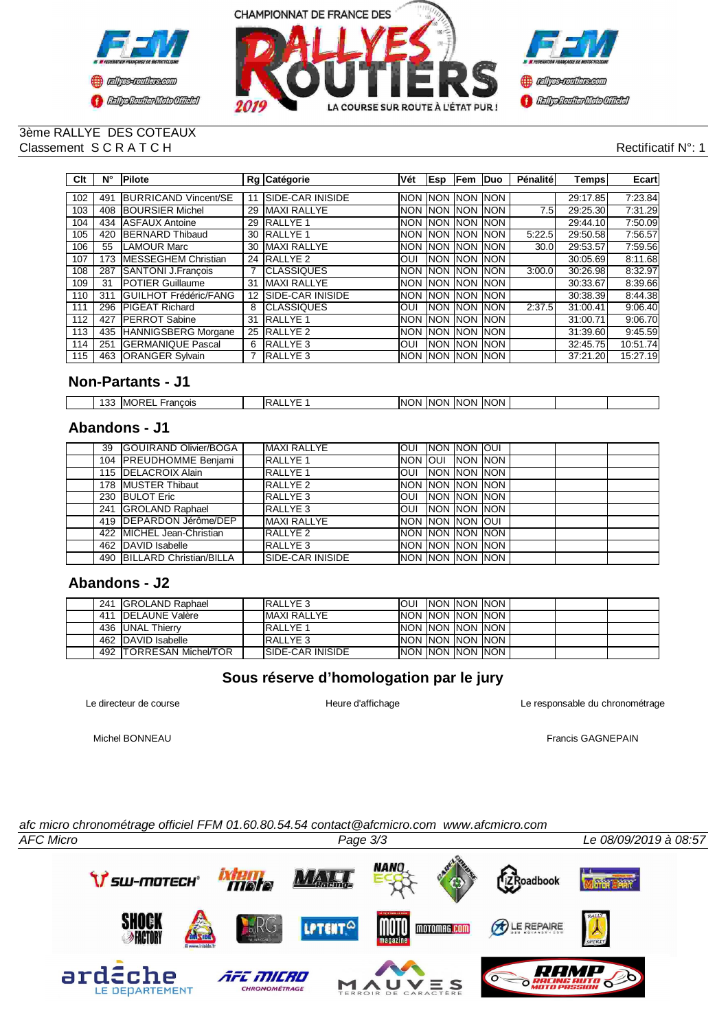3ème RALLYE DES COTEAUX

Classement S C R A T C H

Rectificatif N°: 1

| Clt | N° | Pilote | Rg | Catégorie | Vét | Esp | Fem | Duo | Pénalité | Temps | Ecart |
|---|---|---|---|---|---|---|---|---|---|---|---|
| 102 | 491 | BURRICAND Vincent/SE | 11 | SIDE-CAR INISIDE | NON | NON | NON | NON | | 29:17.85 | 7:23.84 |
| 103 | 408 | BOURSIER Michel | 29 | MAXI RALLYE | NON | NON | NON | NON | 7.5 | 29:25.30 | 7:31.29 |
| 104 | 434 | ASFAUX Antoine | 29 | RALLYE 1 | NON | NON | NON | NON | | 29:44.10 | 7:50.09 |
| 105 | 420 | BERNARD Thibaud | 30 | RALLYE 1 | NON | NON | NON | NON | 5:22.5 | 29:50.58 | 7:56.57 |
| 106 | 55 | LAMOUR Marc | 30 | MAXI RALLYE | NON | NON | NON | NON | 30.0 | 29:53.57 | 7:59.56 |
| 107 | 173 | MESSEGHEM Christian | 24 | RALLYE 2 | OUI | NON | NON | NON | | 30:05.69 | 8:11.68 |
| 108 | 287 | SANTONI J.François | 7 | CLASSIQUES | NON | NON | NON | NON | 3:00.0 | 30:26.98 | 8:32.97 |
| 109 | 31 | POTIER Guillaume | 31 | MAXI RALLYE | NON | NON | NON | NON | | 30:33.67 | 8:39.66 |
| 110 | 311 | GUILHOT Frédéric/FANG | 12 | SIDE-CAR INISIDE | NON | NON | NON | NON | | 30:38.39 | 8:44.38 |
| 111 | 296 | PIGEAT Richard | 8 | CLASSIQUES | OUI | NON | NON | NON | 2:37.5 | 31:00.41 | 9:06.40 |
| 112 | 427 | PERROT Sabine | 31 | RALLYE 1 | NON | NON | NON | NON | | 31:00.71 | 9:06.70 |
| 113 | 435 | HANNIGSBERG Morgane | 25 | RALLYE 2 | NON | NON | NON | NON | | 31:39.60 | 9:45.59 |
| 114 | 251 | GERMANIQUE Pascal | 6 | RALLYE 3 | OUI | NON | NON | NON | | 32:45.75 | 10:51.74 |
| 115 | 463 | ORANGER Sylvain | 7 | RALLYE 3 | NON | NON | NON | NON | | 37:21.20 | 15:27.19 |

## Non-Partants - J1

| | | | | | | | | | | | |
|---|---|---|---|---|---|---|---|---|---|---|---|
| | 133 | MOREL François | | RALLYE 1 | NON | NON | NON | NON | | | |

## Abandons - J1

| | | | | | | | | | | | |
|---|---|---|---|---|---|---|---|---|---|---|---|
| | 39 | GOUIRAND Olivier/BOGA | | MAXI RALLYE | OUI | NON | NON | OUI | | | |
| | 104 | PREUDHOMME Benjami | | RALLYE 1 | NON | OUI | NON | NON | | | |
| | 115 | DELACROIX Alain | | RALLYE 1 | OUI | NON | NON | NON | | | |
| | 178 | MUSTER Thibaut | | RALLYE 2 | NON | NON | NON | NON | | | |
| | 230 | BULOT Eric | | RALLYE 3 | OUI | NON | NON | NON | | | |
| | 241 | GROLAND Raphael | | RALLYE 3 | OUI | NON | NON | NON | | | |
| | 419 | DEPARDON Jérôme/DEP | | MAXI RALLYE | NON | NON | NON | OUI | | | |
| | 422 | MICHEL Jean-Christian | | RALLYE 2 | NON | NON | NON | NON | | | |
| | 462 | DAVID Isabelle | | RALLYE 3 | NON | NON | NON | NON | | | |
| | 490 | BILLARD Christian/BILLA | | SIDE-CAR INISIDE | NON | NON | NON | NON | | | |

## Abandons - J2

| | | | | | | | | | | | |
|---|---|---|---|---|---|---|---|---|---|---|---|
| | 241 | GROLAND Raphael | | RALLYE 3 | OUI | NON | NON | NON | | | |
| | 411 | DELAUNE Valère | | MAXI RALLYE | NON | NON | NON | NON | | | |
| | 436 | UNAL Thierry | | RALLYE 1 | NON | NON | NON | NON | | | |
| | 462 | DAVID Isabelle | | RALLYE 3 | NON | NON | NON | NON | | | |
| | 492 | TORRESAN Michel/TOR | | SIDE-CAR INISIDE | NON | NON | NON | NON | | | |

## Sous réserve d'homologation par le jury

Le directeur de course — Heure d'affichage — Le responsable du chronométrage

Michel BONNEAU — Francis GAGNEPAIN

*afc micro chronométrage officiel FFM 01.60.80.54.54 contact@afcmicro.com www.afcmicro.com*

*AFC Micro* — *Le 08/09/2019 à 08:57*